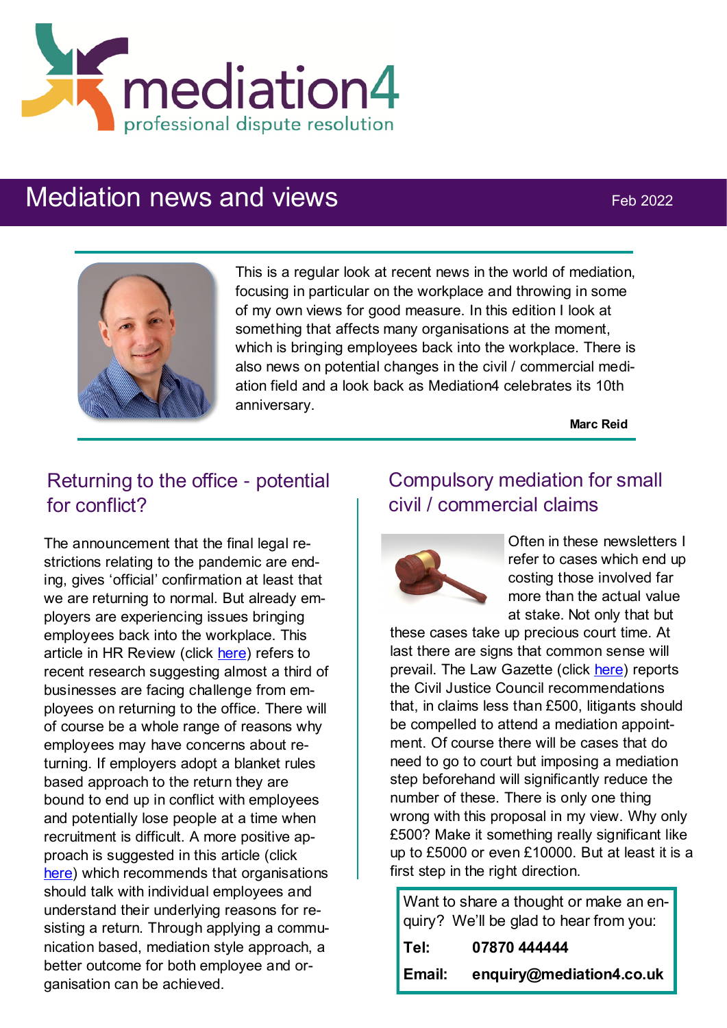mediation4

professional dispute resolution

# Mediation news and views

Feb 2022

This is a regular look at recent news in the world of mediation, focusing in particular on the workplace and throwing in some of my own views for good measure. In this edition I look at something that affects many organisations at the moment, which is bringing employees back into the workplace. There is also news on potential changes in the civil / commercial mediation field and a look back as Mediation4 celebrates its 10th anniversary.

**Marc Reid**

## Returning to the office - potential for conflict?

The announcement that the final legal restrictions relating to the pandemic are ending, gives 'official' confirmation at least that we are returning to normal. But already employers are experiencing issues bringing employees back into the workplace. This article in HR Review (click here) refers to recent research suggesting almost a third of businesses are facing challenge from employees on returning to the office. There will of course be a whole range of reasons why employees may have concerns about returning. If employers adopt a blanket rules based approach to the return they are bound to end up in conflict with employees and potentially lose people at a time when recruitment is difficult. A more positive approach is suggested in this article (click here) which recommends that organisations should talk with individual employees and understand their underlying reasons for resisting a return. Through applying a communication based, mediation style approach, a better outcome for both employee and organisation can be achieved.

## Compulsory mediation for small civil / commercial claims

Often in these newsletters I refer to cases which end up costing those involved far more than the actual value at stake. Not only that but these cases take up precious court time. At last there are signs that common sense will prevail. The Law Gazette (click here) reports the Civil Justice Council recommendations that, in claims less than £500, litigants should be compelled to attend a mediation appointment. Of course there will be cases that do need to go to court but imposing a mediation step beforehand will significantly reduce the number of these. There is only one thing wrong with this proposal in my view. Why only £500? Make it something really significant like up to £5000 or even £10000. But at least it is a first step in the right direction.

Want to share a thought or make an enquiry? We'll be glad to hear from you:

**Tel:** **07870 444444**

**Email:** **enquiry@mediation4.co.uk**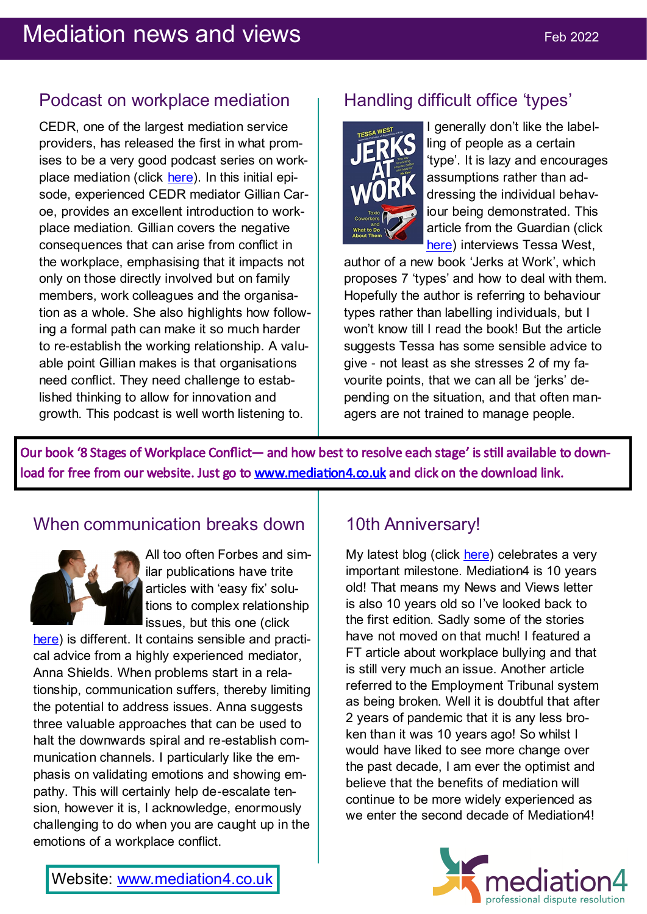# Mediation news and views

Feb 2022

## Podcast on workplace mediation

CEDR, one of the largest mediation service providers, has released the first in what promises to be a very good podcast series on workplace mediation (click here). In this initial episode, experienced CEDR mediator Gillian Caroe, provides an excellent introduction to workplace mediation. Gillian covers the negative consequences that can arise from conflict in the workplace, emphasising that it impacts not only on those directly involved but on family members, work colleagues and the organisation as a whole. She also highlights how following a formal path can make it so much harder to re-establish the working relationship. A valuable point Gillian makes is that organisations need conflict. They need challenge to established thinking to allow for innovation and growth. This podcast is well worth listening to.

## Handling difficult office 'types'

I generally don't like the labelling of people as a certain 'type'. It is lazy and encourages assumptions rather than addressing the individual behaviour being demonstrated. This article from the Guardian (click here) interviews Tessa West, author of a new book 'Jerks at Work', which proposes 7 'types' and how to deal with them. Hopefully the author is referring to behaviour types rather than labelling individuals, but I won't know till I read the book! But the article suggests Tessa has some sensible advice to give - not least as she stresses 2 of my favourite points, that we can all be 'jerks' depending on the situation, and that often managers are not trained to manage people.

**Our book '8 Stages of Workplace Conflict— and how best to resolve each stage' is still available to download for free from our website. Just go to www.mediation4.co.uk and click on the download link.**

## When communication breaks down

All too often Forbes and similar publications have trite articles with 'easy fix' solutions to complex relationship issues, but this one (click here) is different. It contains sensible and practical advice from a highly experienced mediator, Anna Shields. When problems start in a relationship, communication suffers, thereby limiting the potential to address issues. Anna suggests three valuable approaches that can be used to halt the downwards spiral and re-establish communication channels. I particularly like the emphasis on validating emotions and showing empathy. This will certainly help de-escalate tension, however it is, I acknowledge, enormously challenging to do when you are caught up in the emotions of a workplace conflict.

## 10th Anniversary!

My latest blog (click here) celebrates a very important milestone. Mediation4 is 10 years old! That means my News and Views letter is also 10 years old so I've looked back to the first edition. Sadly some of the stories have not moved on that much! I featured a FT article about workplace bullying and that is still very much an issue. Another article referred to the Employment Tribunal system as being broken. Well it is doubtful that after 2 years of pandemic that it is any less broken than it was 10 years ago! So whilst I would have liked to see more change over the past decade, I am ever the optimist and believe that the benefits of mediation will continue to be more widely experienced as we enter the second decade of Mediation4!

Website: www.mediation4.co.uk

mediation4
professional dispute resolution